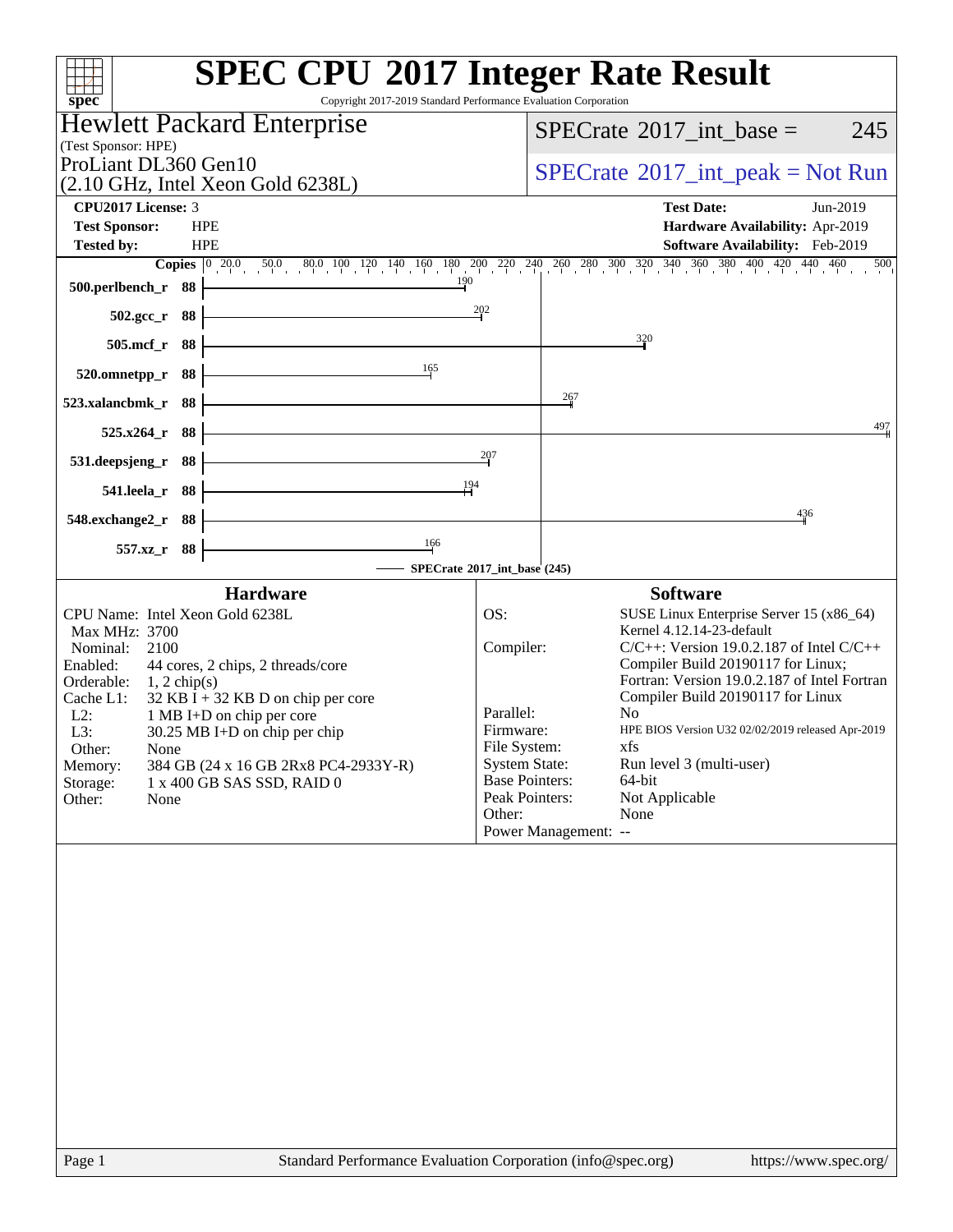# SPEC CPU 2017 Integer Rate Result

Copyright 2017-2019 Standard Performance Evaluation Corporation

## Hewlett Packard Enterprise

(Test Sponsor: HPE)

ProLiant DL360 Gen10
(2.10 GHz, Intel Xeon Gold 6238L)

SPECrate 2017_int_base = 245

SPECrate 2017_int_peak = Not Run

**CPU2017 License:** 3
**Test Sponsor:** HPE
**Tested by:** HPE

**Test Date:** Jun-2019
**Hardware Availability:** Apr-2019
**Software Availability:** Feb-2019

Copies 0 20.0 50.0 80.0 100 120 140 160 180 200 220 240 260 280 300 320 340 360 380 400 420 440 460 500

500.perlbench_r 88 190
502.gcc_r 88 202
505.mcf_r 88 320
520.omnetpp_r 88 165
523.xalancbmk_r 88 267
525.x264_r 88 497
531.deepsjeng_r 88 207
541.leela_r 88 194
548.exchange2_r 88 436
557.xz_r 88 166

SPECrate 2017_int_base (245)

### Hardware

| | |
|---|---|
| CPU Name: | Intel Xeon Gold 6238L |
| Max MHz: | 3700 |
| Nominal: | 2100 |
| Enabled: | 44 cores, 2 chips, 2 threads/core |
| Orderable: | 1, 2 chip(s) |
| Cache L1: | 32 KB I + 32 KB D on chip per core |
| L2: | 1 MB I+D on chip per core |
| L3: | 30.25 MB I+D on chip per chip |
| Other: | None |
| Memory: | 384 GB (24 x 16 GB 2Rx8 PC4-2933Y-R) |
| Storage: | 1 x 400 GB SAS SSD, RAID 0 |
| Other: | None |

### Software

| | |
|---|---|
| OS: | SUSE Linux Enterprise Server 15 (x86_64) Kernel 4.12.14-23-default |
| Compiler: | C/C++: Version 19.0.2.187 of Intel C/C++ Compiler Build 20190117 for Linux; Fortran: Version 19.0.2.187 of Intel Fortran Compiler Build 20190117 for Linux |
| Parallel: | No |
| Firmware: | HPE BIOS Version U32 02/02/2019 released Apr-2019 |
| File System: | xfs |
| System State: | Run level 3 (multi-user) |
| Base Pointers: | 64-bit |
| Peak Pointers: | Not Applicable |
| Other: | None |
| Power Management: | -- |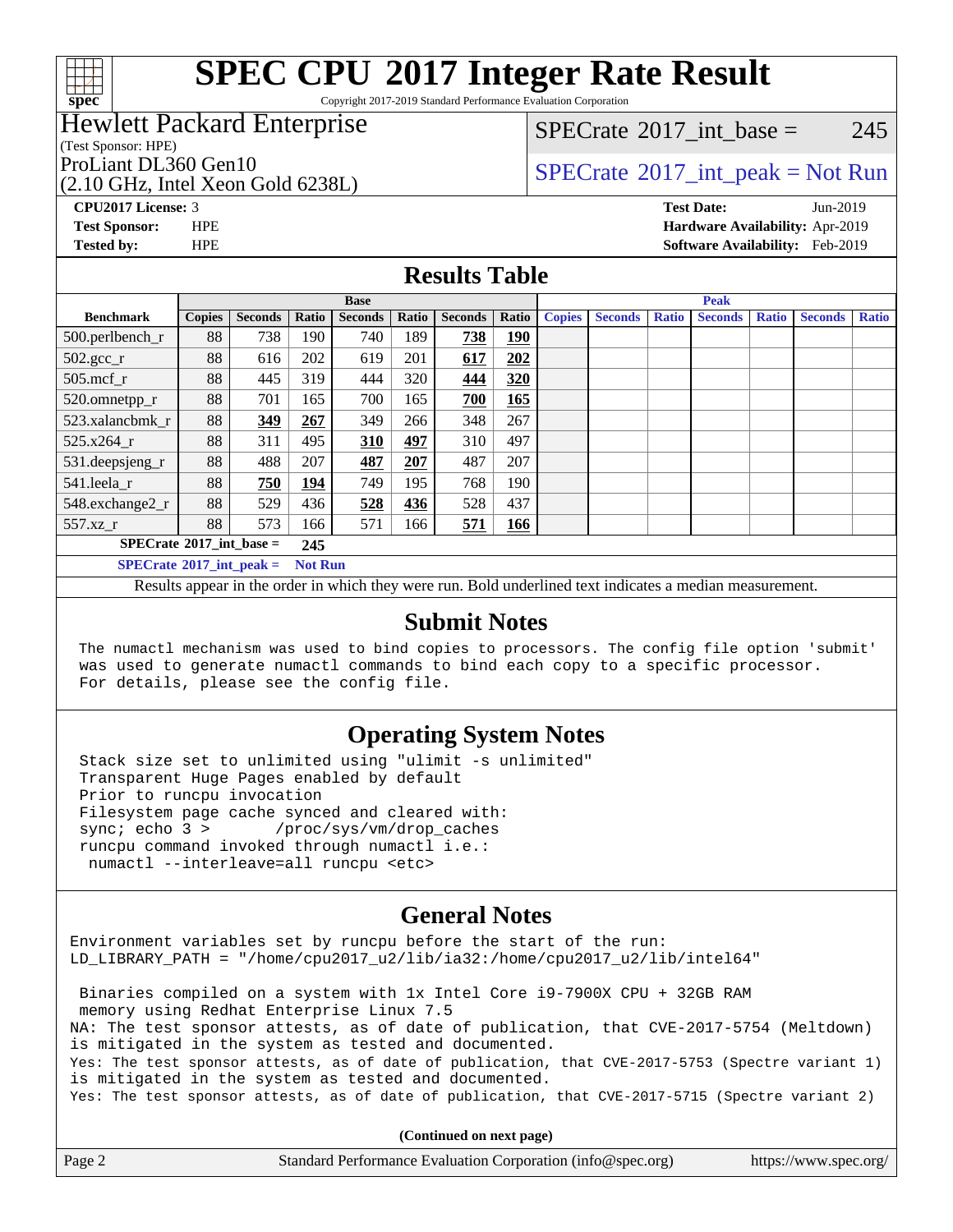# SPEC CPU 2017 Integer Rate Result

Copyright 2017-2019 Standard Performance Evaluation Corporation

**Hewlett Packard Enterprise**
(Test Sponsor: HPE)
ProLiant DL360 Gen10
(2.10 GHz, Intel Xeon Gold 6238L)

SPECrate 2017_int_base = 245

SPECrate 2017_int_peak = Not Run

**CPU2017 License:** 3
**Test Sponsor:** HPE
**Tested by:** HPE

**Test Date:** Jun-2019
**Hardware Availability:** Apr-2019
**Software Availability:** Feb-2019

## Results Table

| | Base | | | | | | | Peak | | | | | | |
|---|---|---|---|---|---|---|---|---|---|---|---|---|---|---|
| **Benchmark** | **Copies** | **Seconds** | **Ratio** | **Seconds** | **Ratio** | **Seconds** | **Ratio** | **Copies** | **Seconds** | **Ratio** | **Seconds** | **Ratio** | **Seconds** | **Ratio** |
| 500.perlbench_r | 88 | 738 | 190 | 740 | 189 | **738** | **190** | | | | | | | |
| 502.gcc_r | 88 | 616 | 202 | 619 | 201 | **617** | **202** | | | | | | | |
| 505.mcf_r | 88 | 445 | 319 | 444 | 320 | **444** | **320** | | | | | | | |
| 520.omnetpp_r | 88 | 701 | 165 | 700 | 165 | **700** | **165** | | | | | | | |
| 523.xalancbmk_r | 88 | **349** | **267** | 349 | 266 | 348 | 267 | | | | | | | |
| 525.x264_r | 88 | 311 | 495 | **310** | **497** | 310 | 497 | | | | | | | |
| 531.deepsjeng_r | 88 | 488 | 207 | **487** | **207** | 487 | 207 | | | | | | | |
| 541.leela_r | 88 | **750** | **194** | 749 | 195 | 768 | 190 | | | | | | | |
| 548.exchange2_r | 88 | 529 | 436 | **528** | **436** | 528 | 437 | | | | | | | |
| 557.xz_r | 88 | 573 | 166 | 571 | 166 | **571** | **166** | | | | | | | |

**SPECrate 2017_int_base = 245**

**SPECrate 2017_int_peak = Not Run**

Results appear in the order in which they were run. Bold underlined text indicates a median measurement.

## Submit Notes

```
The numactl mechanism was used to bind copies to processors. The config file option 'submit'
was used to generate numactl commands to bind each copy to a specific processor.
For details, please see the config file.
```

## Operating System Notes

```
Stack size set to unlimited using "ulimit -s unlimited"
Transparent Huge Pages enabled by default
Prior to runcpu invocation
Filesystem page cache synced and cleared with:
sync; echo 3 >       /proc/sys/vm/drop_caches
runcpu command invoked through numactl i.e.:
 numactl --interleave=all runcpu <etc>
```

## General Notes

```
Environment variables set by runcpu before the start of the run:
LD_LIBRARY_PATH = "/home/cpu2017_u2/lib/ia32:/home/cpu2017_u2/lib/intel64"

 Binaries compiled on a system with 1x Intel Core i9-7900X CPU + 32GB RAM
 memory using Redhat Enterprise Linux 7.5
NA: The test sponsor attests, as of date of publication, that CVE-2017-5754 (Meltdown)
is mitigated in the system as tested and documented.
Yes: The test sponsor attests, as of date of publication, that CVE-2017-5753 (Spectre variant 1)
is mitigated in the system as tested and documented.
Yes: The test sponsor attests, as of date of publication, that CVE-2017-5715 (Spectre variant 2)
```

**(Continued on next page)**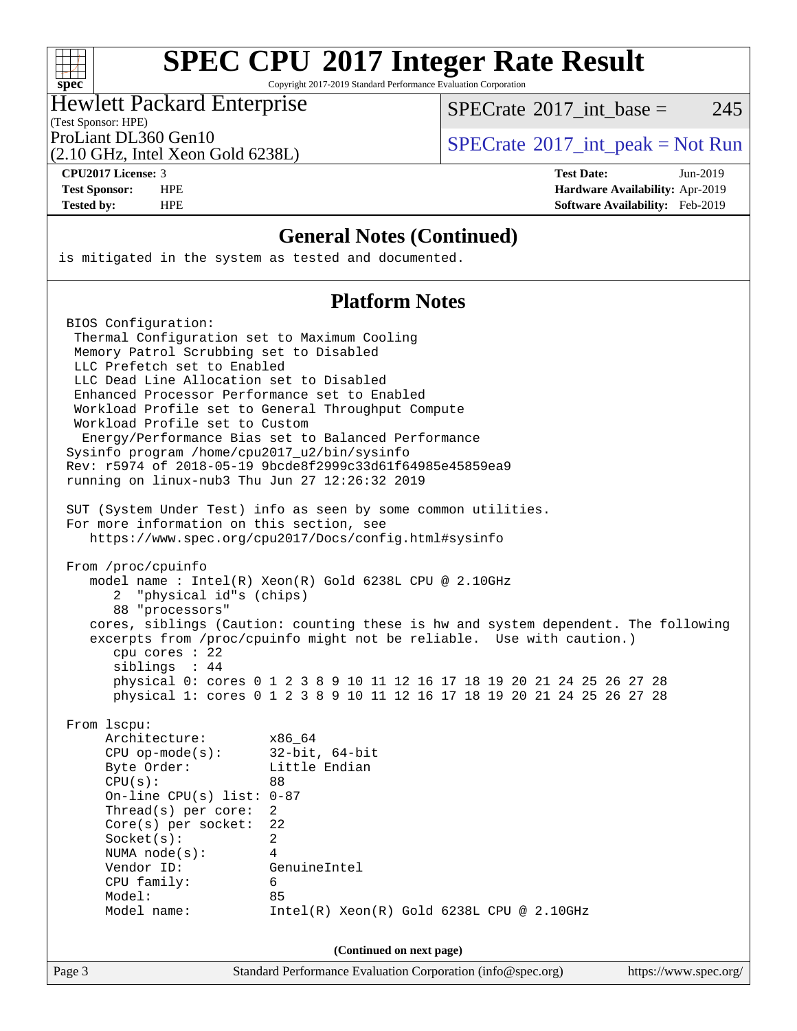# SPEC CPU 2017 Integer Rate Result

Copyright 2017-2019 Standard Performance Evaluation Corporation

**Hewlett Packard Enterprise**
(Test Sponsor: HPE)
ProLiant DL360 Gen10
(2.10 GHz, Intel Xeon Gold 6238L)

SPECrate 2017_int_base = 245

SPECrate 2017_int_peak = Not Run

**CPU2017 License:** 3
**Test Sponsor:** HPE
**Tested by:** HPE

**Test Date:** Jun-2019
**Hardware Availability:** Apr-2019
**Software Availability:** Feb-2019

## General Notes (Continued)

```
is mitigated in the system as tested and documented.
```

## Platform Notes

```
BIOS Configuration:
 Thermal Configuration set to Maximum Cooling
 Memory Patrol Scrubbing set to Disabled
 LLC Prefetch set to Enabled
 LLC Dead Line Allocation set to Disabled
 Enhanced Processor Performance set to Enabled
 Workload Profile set to General Throughput Compute
 Workload Profile set to Custom
  Energy/Performance Bias set to Balanced Performance
Sysinfo program /home/cpu2017_u2/bin/sysinfo
Rev: r5974 of 2018-05-19 9bcde8f2999c33d61f64985e45859ea9
running on linux-nub3 Thu Jun 27 12:26:32 2019

SUT (System Under Test) info as seen by some common utilities.
For more information on this section, see
   https://www.spec.org/cpu2017/Docs/config.html#sysinfo

From /proc/cpuinfo
   model name : Intel(R) Xeon(R) Gold 6238L CPU @ 2.10GHz
      2  "physical id"s (chips)
      88 "processors"
   cores, siblings (Caution: counting these is hw and system dependent. The following
   excerpts from /proc/cpuinfo might not be reliable.  Use with caution.)
      cpu cores : 22
      siblings  : 44
      physical 0: cores 0 1 2 3 8 9 10 11 12 16 17 18 19 20 21 24 25 26 27 28
      physical 1: cores 0 1 2 3 8 9 10 11 12 16 17 18 19 20 21 24 25 26 27 28

From lscpu:
     Architecture:          x86_64
     CPU op-mode(s):        32-bit, 64-bit
     Byte Order:            Little Endian
     CPU(s):                88
     On-line CPU(s) list: 0-87
     Thread(s) per core:  2
     Core(s) per socket:  22
     Socket(s):             2
     NUMA node(s):          4
     Vendor ID:             GenuineIntel
     CPU family:            6
     Model:                 85
     Model name:            Intel(R) Xeon(R) Gold 6238L CPU @ 2.10GHz
```

(Continued on next page)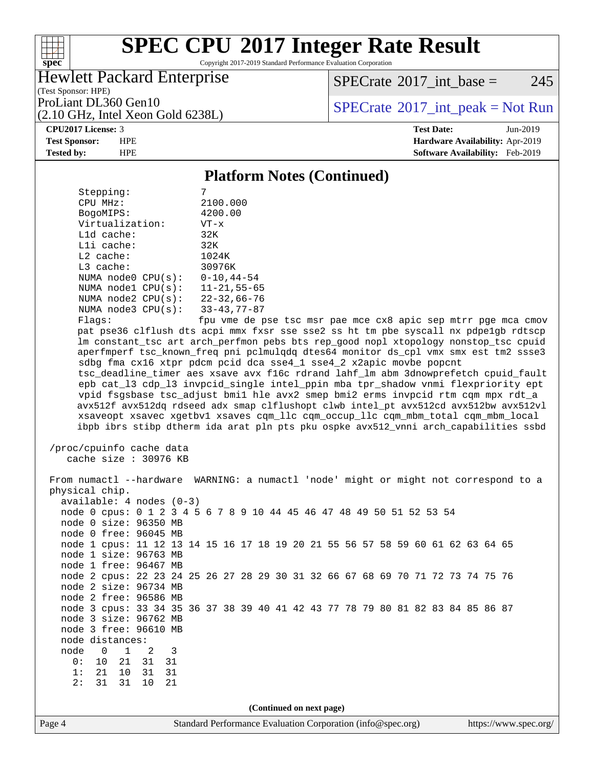# SPEC CPU 2017 Integer Rate Result

Copyright 2017-2019 Standard Performance Evaluation Corporation

**Hewlett Packard Enterprise**
(Test Sponsor: HPE)
ProLiant DL360 Gen10
(2.10 GHz, Intel Xeon Gold 6238L)

SPECrate 2017_int_base = 245

SPECrate 2017_int_peak = Not Run

**CPU2017 License:** 3
**Test Sponsor:** HPE
**Tested by:** HPE

**Test Date:** Jun-2019
**Hardware Availability:** Apr-2019
**Software Availability:** Feb-2019

## Platform Notes (Continued)

```
    Stepping:              7
    CPU MHz:               2100.000
    BogoMIPS:              4200.00
    Virtualization:        VT-x
    L1d cache:             32K
    L1i cache:             32K
    L2 cache:              1024K
    L3 cache:              30976K
    NUMA node0 CPU(s):     0-10,44-54
    NUMA node1 CPU(s):     11-21,55-65
    NUMA node2 CPU(s):     22-32,66-76
    NUMA node3 CPU(s):     33-43,77-87
    Flags:                 fpu vme de pse tsc msr pae mce cx8 apic sep mtrr pge mca cmov
    pat pse36 clflush dts acpi mmx fxsr sse sse2 ss ht tm pbe syscall nx pdpe1gb rdtscp
    lm constant_tsc art arch_perfmon pebs bts rep_good nopl xtopology nonstop_tsc cpuid
    aperfmperf tsc_known_freq pni pclmulqdq dtes64 monitor ds_cpl vmx smx est tm2 ssse3
    sdbg fma cx16 xtpr pdcm pcid dca sse4_1 sse4_2 x2apic movbe popcnt
    tsc_deadline_timer aes xsave avx f16c rdrand lahf_lm abm 3dnowprefetch cpuid_fault
    epb cat_l3 cdp_l3 invpcid_single intel_ppin mba tpr_shadow vnmi flexpriority ept
    vpid fsgsbase tsc_adjust bmi1 hle avx2 smep bmi2 erms invpcid rtm cqm mpx rdt_a
    avx512f avx512dq rdseed adx smap clflushopt clwb intel_pt avx512cd avx512bw avx512vl
    xsaveopt xsavec xgetbv1 xsaves cqm_llc cqm_occup_llc cqm_mbm_total cqm_mbm_local
    ibpb ibrs stibp dtherm ida arat pln pts pku ospke avx512_vnni arch_capabilities ssbd

 /proc/cpuinfo cache data
    cache size : 30976 KB

 From numactl --hardware  WARNING: a numactl 'node' might or might not correspond to a
 physical chip.
   available: 4 nodes (0-3)
   node 0 cpus: 0 1 2 3 4 5 6 7 8 9 10 44 45 46 47 48 49 50 51 52 53 54
   node 0 size: 96350 MB
   node 0 free: 96045 MB
   node 1 cpus: 11 12 13 14 15 16 17 18 19 20 21 55 56 57 58 59 60 61 62 63 64 65
   node 1 size: 96763 MB
   node 1 free: 96467 MB
   node 2 cpus: 22 23 24 25 26 27 28 29 30 31 32 66 67 68 69 70 71 72 73 74 75 76
   node 2 size: 96734 MB
   node 2 free: 96586 MB
   node 3 cpus: 33 34 35 36 37 38 39 40 41 42 43 77 78 79 80 81 82 83 84 85 86 87
   node 3 size: 96762 MB
   node 3 free: 96610 MB
   node distances:
   node   0   1   2   3
     0:  10  21  31  31
     1:  21  10  31  31
     2:  31  31  10  21
```

(Continued on next page)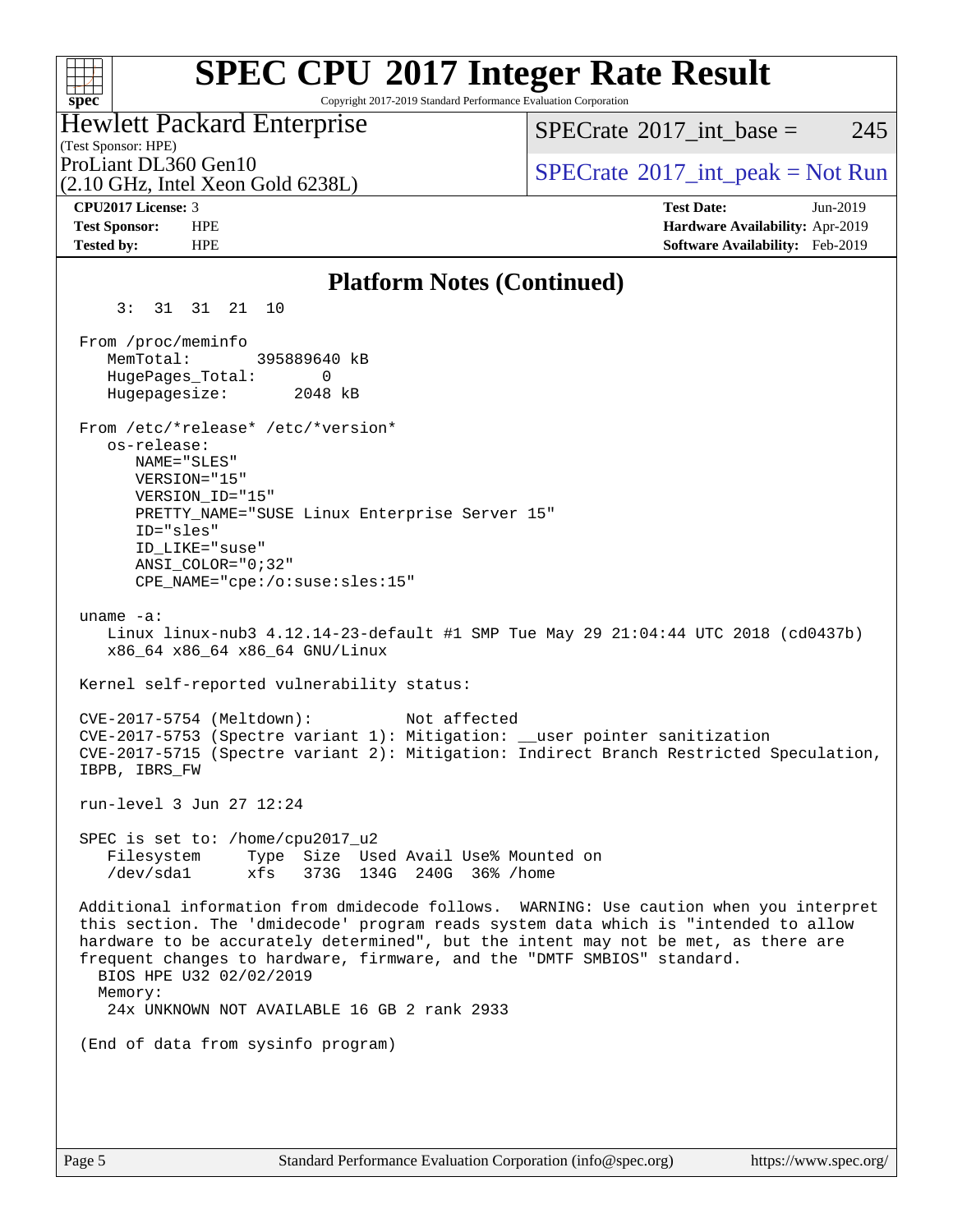# SPEC CPU 2017 Integer Rate Result

Copyright 2017-2019 Standard Performance Evaluation Corporation

**Hewlett Packard Enterprise**
(Test Sponsor: HPE)
ProLiant DL360 Gen10
(2.10 GHz, Intel Xeon Gold 6238L)

SPECrate 2017_int_base = 245

SPECrate 2017_int_peak = Not Run

**CPU2017 License:** 3
**Test Sponsor:** HPE
**Tested by:** HPE

**Test Date:** Jun-2019
**Hardware Availability:** Apr-2019
**Software Availability:** Feb-2019

## Platform Notes (Continued)

```
     3:  31  31  21  10

 From /proc/meminfo
    MemTotal:       395889640 kB
    HugePages_Total:       0
    Hugepagesize:       2048 kB

 From /etc/*release* /etc/*version*
    os-release:
       NAME="SLES"
       VERSION="15"
       VERSION_ID="15"
       PRETTY_NAME="SUSE Linux Enterprise Server 15"
       ID="sles"
       ID_LIKE="suse"
       ANSI_COLOR="0;32"
       CPE_NAME="cpe:/o:suse:sles:15"

 uname -a:
    Linux linux-nub3 4.12.14-23-default #1 SMP Tue May 29 21:04:44 UTC 2018 (cd0437b)
    x86_64 x86_64 x86_64 GNU/Linux

 Kernel self-reported vulnerability status:

 CVE-2017-5754 (Meltdown):          Not affected
 CVE-2017-5753 (Spectre variant 1): Mitigation: __user pointer sanitization
 CVE-2017-5715 (Spectre variant 2): Mitigation: Indirect Branch Restricted Speculation,
 IBPB, IBRS_FW

 run-level 3 Jun 27 12:24

 SPEC is set to: /home/cpu2017_u2
    Filesystem     Type  Size  Used Avail Use% Mounted on
    /dev/sda1      xfs   373G  134G  240G  36% /home

 Additional information from dmidecode follows.  WARNING: Use caution when you interpret
 this section. The 'dmidecode' program reads system data which is "intended to allow
 hardware to be accurately determined", but the intent may not be met, as there are
 frequent changes to hardware, firmware, and the "DMTF SMBIOS" standard.
   BIOS HPE U32 02/02/2019
   Memory:
    24x UNKNOWN NOT AVAILABLE 16 GB 2 rank 2933

 (End of data from sysinfo program)
```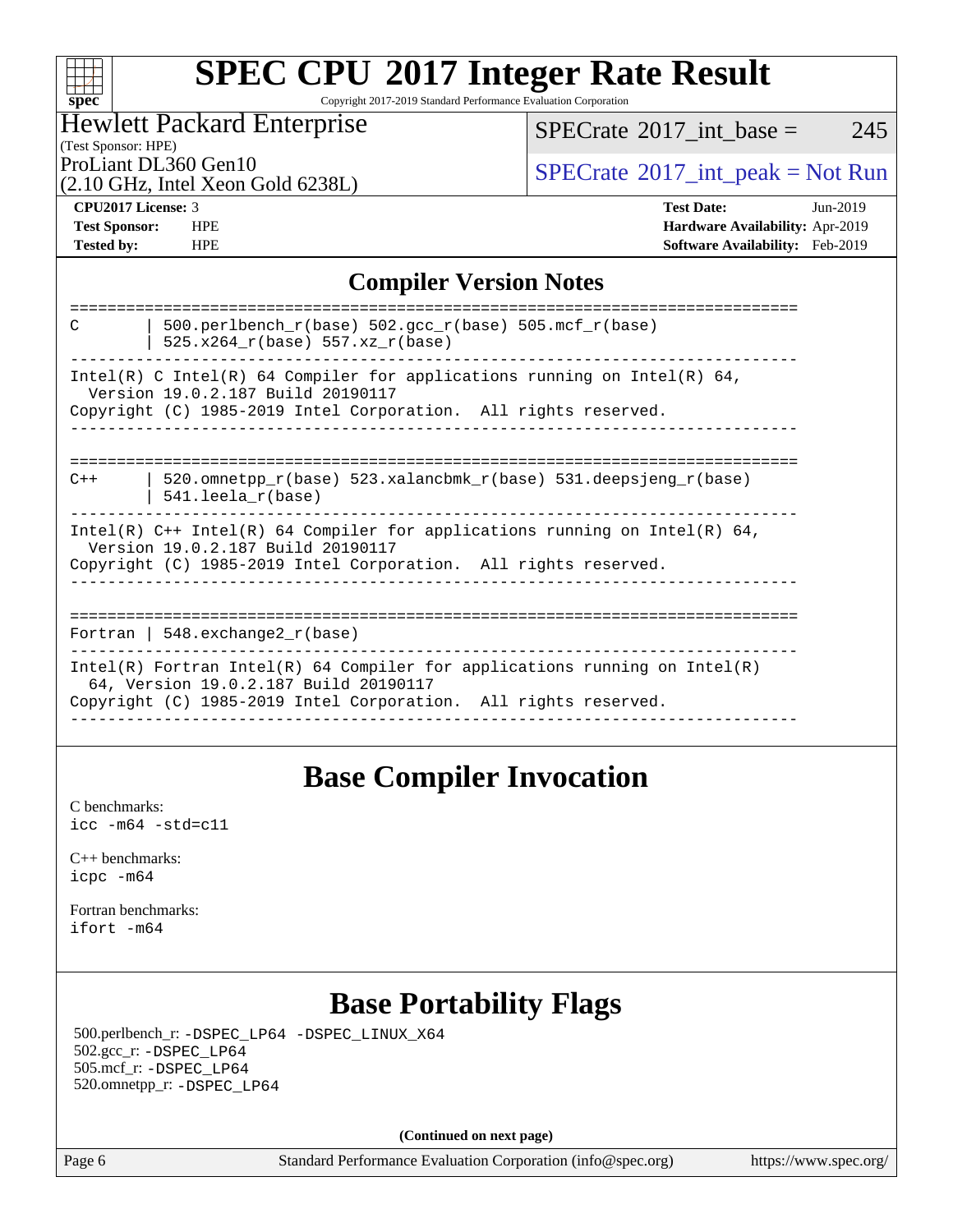# SPEC CPU 2017 Integer Rate Result

Copyright 2017-2019 Standard Performance Evaluation Corporation

Hewlett Packard Enterprise
(Test Sponsor: HPE)
ProLiant DL360 Gen10
(2.10 GHz, Intel Xeon Gold 6238L)

SPECrate 2017_int_base = 245

SPECrate 2017_int_peak = Not Run

**CPU2017 License:** 3
**Test Sponsor:** HPE
**Tested by:** HPE

**Test Date:** Jun-2019
**Hardware Availability:** Apr-2019
**Software Availability:** Feb-2019

## Compiler Version Notes

```
==============================================================================
C        | 500.perlbench_r(base) 502.gcc_r(base) 505.mcf_r(base)
         | 525.x264_r(base) 557.xz_r(base)
------------------------------------------------------------------------------
Intel(R) C Intel(R) 64 Compiler for applications running on Intel(R) 64,
  Version 19.0.2.187 Build 20190117
Copyright (C) 1985-2019 Intel Corporation.  All rights reserved.
------------------------------------------------------------------------------

==============================================================================
C++      | 520.omnetpp_r(base) 523.xalancbmk_r(base) 531.deepsjeng_r(base)
         | 541.leela_r(base)
------------------------------------------------------------------------------
Intel(R) C++ Intel(R) 64 Compiler for applications running on Intel(R) 64,
  Version 19.0.2.187 Build 20190117
Copyright (C) 1985-2019 Intel Corporation.  All rights reserved.
------------------------------------------------------------------------------

==============================================================================
Fortran | 548.exchange2_r(base)
------------------------------------------------------------------------------
Intel(R) Fortran Intel(R) 64 Compiler for applications running on Intel(R)
  64, Version 19.0.2.187 Build 20190117
Copyright (C) 1985-2019 Intel Corporation.  All rights reserved.
------------------------------------------------------------------------------
```

## Base Compiler Invocation

C benchmarks:
icc -m64 -std=c11

C++ benchmarks:
icpc -m64

Fortran benchmarks:
ifort -m64

## Base Portability Flags

500.perlbench_r: -DSPEC_LP64 -DSPEC_LINUX_X64
502.gcc_r: -DSPEC_LP64
505.mcf_r: -DSPEC_LP64
520.omnetpp_r: -DSPEC_LP64

**(Continued on next page)**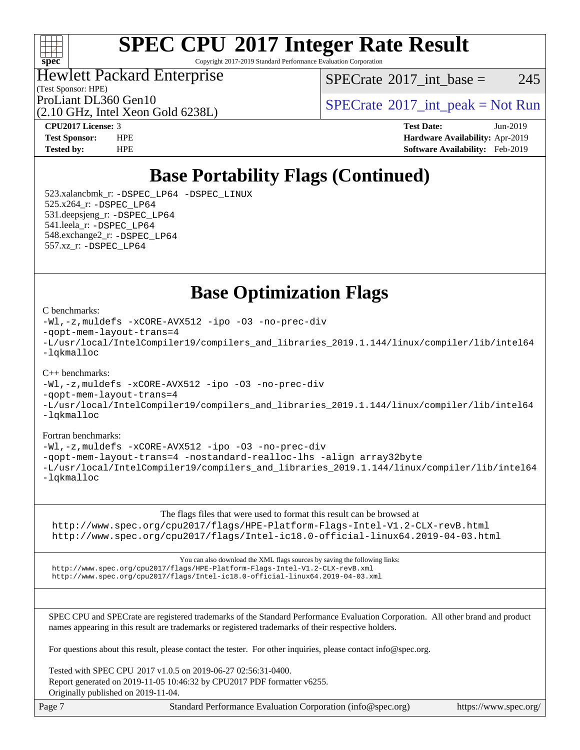# SPEC CPU 2017 Integer Rate Result

Copyright 2017-2019 Standard Performance Evaluation Corporation

Hewlett Packard Enterprise
(Test Sponsor: HPE)
ProLiant DL360 Gen10
(2.10 GHz, Intel Xeon Gold 6238L)

SPECrate 2017_int_base = 245

SPECrate 2017_int_peak = Not Run

**CPU2017 License:** 3
**Test Sponsor:** HPE
**Tested by:** HPE

**Test Date:** Jun-2019
**Hardware Availability:** Apr-2019
**Software Availability:** Feb-2019

## Base Portability Flags (Continued)

523.xalancbmk_r: -DSPEC_LP64 -DSPEC_LINUX
525.x264_r: -DSPEC_LP64
531.deepsjeng_r: -DSPEC_LP64
541.leela_r: -DSPEC_LP64
548.exchange2_r: -DSPEC_LP64
557.xz_r: -DSPEC_LP64

## Base Optimization Flags

C benchmarks:

```
-Wl,-z,muldefs -xCORE-AVX512 -ipo -O3 -no-prec-div
-qopt-mem-layout-trans=4
-L/usr/local/IntelCompiler19/compilers_and_libraries_2019.1.144/linux/compiler/lib/intel64
-lqkmalloc
```

C++ benchmarks:

```
-Wl,-z,muldefs -xCORE-AVX512 -ipo -O3 -no-prec-div
-qopt-mem-layout-trans=4
-L/usr/local/IntelCompiler19/compilers_and_libraries_2019.1.144/linux/compiler/lib/intel64
-lqkmalloc
```

Fortran benchmarks:

```
-Wl,-z,muldefs -xCORE-AVX512 -ipo -O3 -no-prec-div
-qopt-mem-layout-trans=4 -nostandard-realloc-lhs -align array32byte
-L/usr/local/IntelCompiler19/compilers_and_libraries_2019.1.144/linux/compiler/lib/intel64
-lqkmalloc
```

The flags files that were used to format this result can be browsed at
http://www.spec.org/cpu2017/flags/HPE-Platform-Flags-Intel-V1.2-CLX-revB.html
http://www.spec.org/cpu2017/flags/Intel-ic18.0-official-linux64.2019-04-03.html

You can also download the XML flags sources by saving the following links:
http://www.spec.org/cpu2017/flags/HPE-Platform-Flags-Intel-V1.2-CLX-revB.xml
http://www.spec.org/cpu2017/flags/Intel-ic18.0-official-linux64.2019-04-03.xml

SPEC CPU and SPECrate are registered trademarks of the Standard Performance Evaluation Corporation. All other brand and product names appearing in this result are trademarks or registered trademarks of their respective holders.

For questions about this result, please contact the tester. For other inquiries, please contact info@spec.org.

Tested with SPEC CPU 2017 v1.0.5 on 2019-06-27 02:56:31-0400.
Report generated on 2019-11-05 10:46:32 by CPU2017 PDF formatter v6255.
Originally published on 2019-11-04.